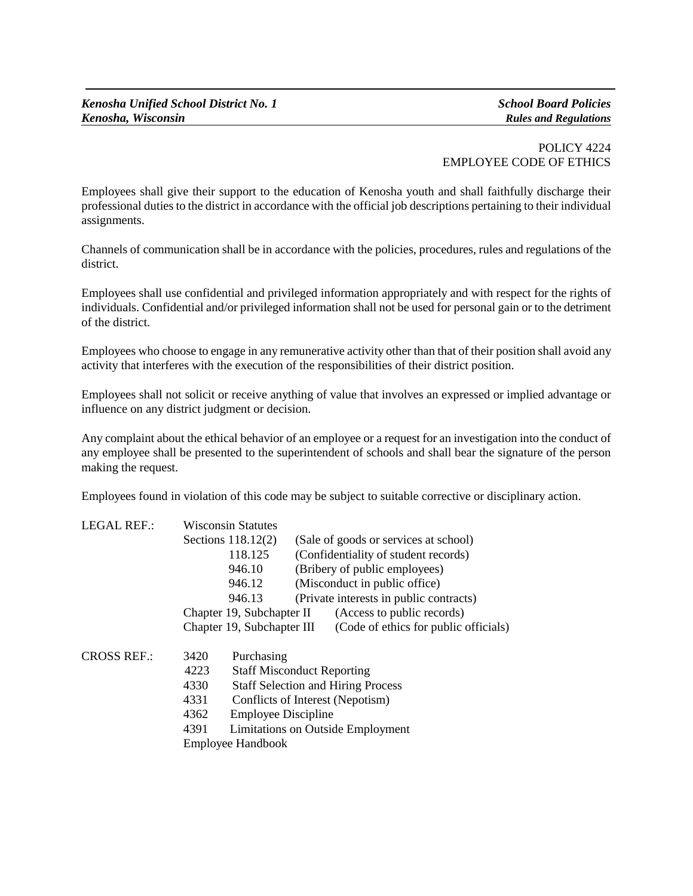*Kenosha Unified School District No. 1* | *School Board Policies*
*Kenosha, Wisconsin* | *Rules and Regulations*

POLICY 4224
EMPLOYEE CODE OF ETHICS

Employees shall give their support to the education of Kenosha youth and shall faithfully discharge their professional duties to the district in accordance with the official job descriptions pertaining to their individual assignments.

Channels of communication shall be in accordance with the policies, procedures, rules and regulations of the district.

Employees shall use confidential and privileged information appropriately and with respect for the rights of individuals. Confidential and/or privileged information shall not be used for personal gain or to the detriment of the district.

Employees who choose to engage in any remunerative activity other than that of their position shall avoid any activity that interferes with the execution of the responsibilities of their district position.

Employees shall not solicit or receive anything of value that involves an expressed or implied advantage or influence on any district judgment or decision.

Any complaint about the ethical behavior of an employee or a request for an investigation into the conduct of any employee shall be presented to the superintendent of schools and shall bear the signature of the person making the request.

Employees found in violation of this code may be subject to suitable corrective or disciplinary action.

LEGAL REF.: Wisconsin Statutes

| | |
|---|---|
| Sections 118.12(2) | (Sale of goods or services at school) |
| 118.125 | (Confidentiality of student records) |
| 946.10 | (Bribery of public employees) |
| 946.12 | (Misconduct in public office) |
| 946.13 | (Private interests in public contracts) |
| Chapter 19, Subchapter II | (Access to public records) |
| Chapter 19, Subchapter III | (Code of ethics for public officials) |

CROSS REF.:

| | |
|---|---|
| 3420 | Purchasing |
| 4223 | Staff Misconduct Reporting |
| 4330 | Staff Selection and Hiring Process |
| 4331 | Conflicts of Interest (Nepotism) |
| 4362 | Employee Discipline |
| 4391 | Limitations on Outside Employment |
| Employee Handbook | |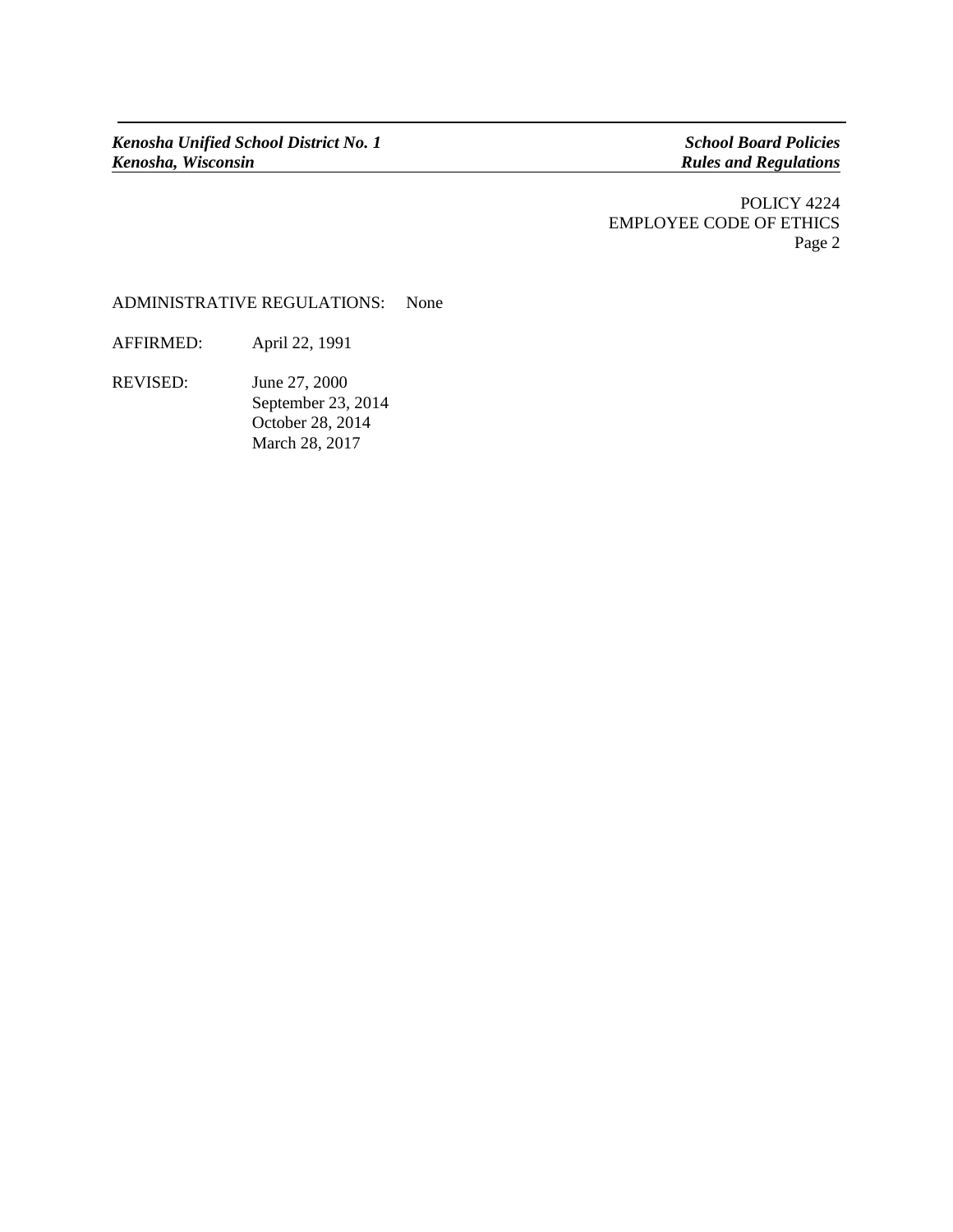ADMINISTRATIVE REGULATIONS: None

AFFIRMED: April 22, 1991

REVISED: June 27, 2000
September 23, 2014
October 28, 2014
March 28, 2017